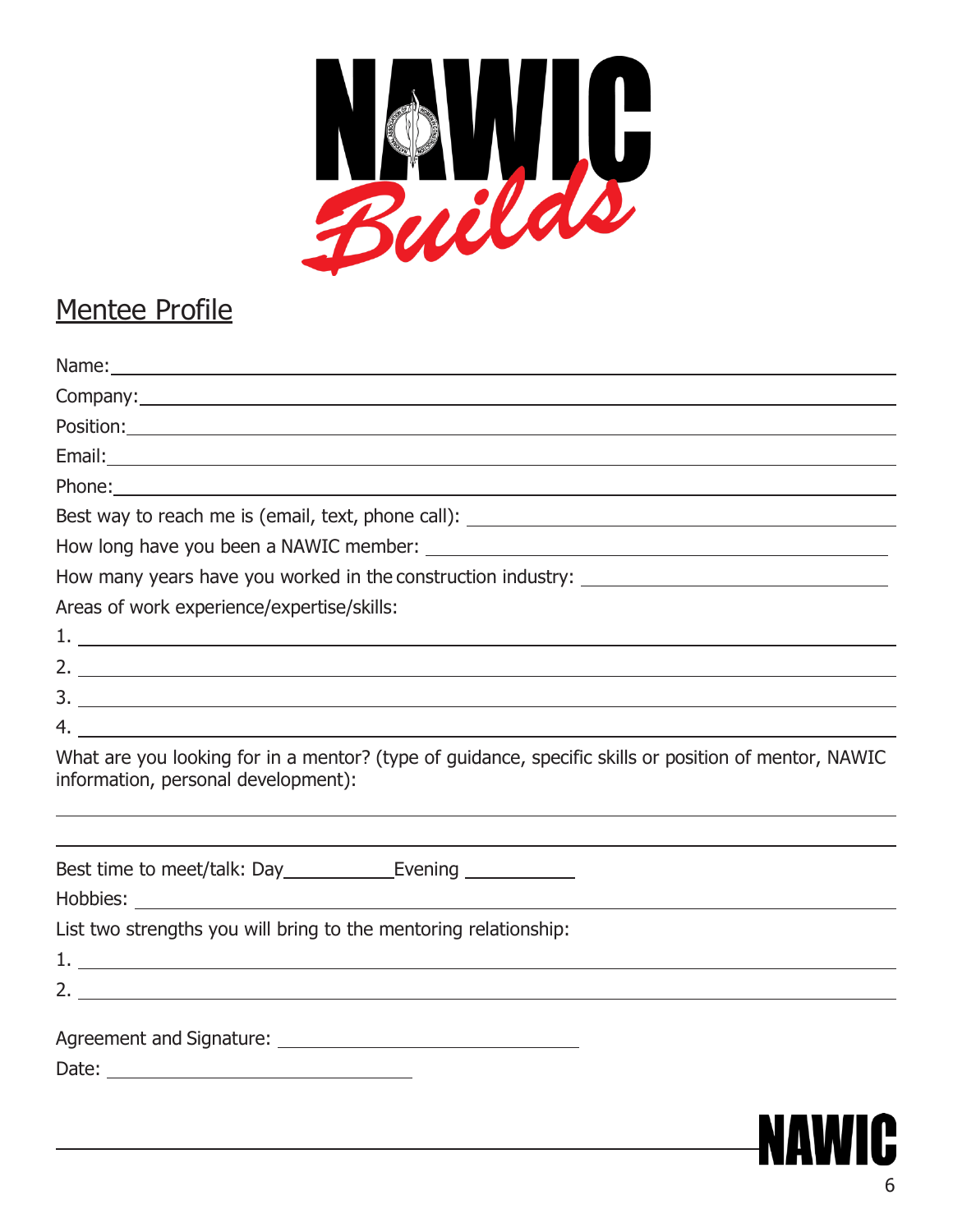NAWIC Builds

## Mentee Profile

Name: \_\_\_\_\_\_\_\_\_\_\_\_\_\_\_\_\_\_\_\_\_\_\_\_\_\_\_\_\_\_\_\_\_\_\_\_\_\_\_\_

Company: \_\_\_\_\_\_\_\_\_\_\_\_\_\_\_\_\_\_\_\_\_\_\_\_\_\_\_\_\_\_\_\_\_\_\_\_\_\_\_\_

Position: \_\_\_\_\_\_\_\_\_\_\_\_\_\_\_\_\_\_\_\_\_\_\_\_\_\_\_\_\_\_\_\_\_\_\_\_\_\_\_\_

Email: \_\_\_\_\_\_\_\_\_\_\_\_\_\_\_\_\_\_\_\_\_\_\_\_\_\_\_\_\_\_\_\_\_\_\_\_\_\_\_\_

Phone: \_\_\_\_\_\_\_\_\_\_\_\_\_\_\_\_\_\_\_\_\_\_\_\_\_\_\_\_\_\_\_\_\_\_\_\_\_\_\_\_

Best way to reach me is (email, text, phone call): \_\_\_\_\_\_\_\_\_\_\_\_\_\_\_\_\_\_\_\_

How long have you been a NAWIC member: \_\_\_\_\_\_\_\_\_\_\_\_\_\_\_\_\_\_\_\_

How many years have you worked in the construction industry: \_\_\_\_\_\_\_\_\_\_\_\_\_\_\_\_\_\_\_\_

Areas of work experience/expertise/skills:

1. \_\_\_\_\_\_\_\_\_\_\_\_\_\_\_\_\_\_\_\_\_\_\_\_\_\_\_\_\_\_\_\_\_\_\_\_\_\_\_\_
2. \_\_\_\_\_\_\_\_\_\_\_\_\_\_\_\_\_\_\_\_\_\_\_\_\_\_\_\_\_\_\_\_\_\_\_\_\_\_\_\_
3. \_\_\_\_\_\_\_\_\_\_\_\_\_\_\_\_\_\_\_\_\_\_\_\_\_\_\_\_\_\_\_\_\_\_\_\_\_\_\_\_
4. \_\_\_\_\_\_\_\_\_\_\_\_\_\_\_\_\_\_\_\_\_\_\_\_\_\_\_\_\_\_\_\_\_\_\_\_\_\_\_\_

What are you looking for in a mentor? (type of guidance, specific skills or position of mentor, NAWIC information, personal development):

\_\_\_\_\_\_\_\_\_\_\_\_\_\_\_\_\_\_\_\_\_\_\_\_\_\_\_\_\_\_\_\_\_\_\_\_\_\_\_\_

\_\_\_\_\_\_\_\_\_\_\_\_\_\_\_\_\_\_\_\_\_\_\_\_\_\_\_\_\_\_\_\_\_\_\_\_\_\_\_\_

Best time to meet/talk: Day \_\_\_\_\_\_\_\_\_\_ Evening \_\_\_\_\_\_\_\_\_\_

Hobbies: \_\_\_\_\_\_\_\_\_\_\_\_\_\_\_\_\_\_\_\_\_\_\_\_\_\_\_\_\_\_\_\_\_\_\_\_\_\_\_\_

List two strengths you will bring to the mentoring relationship:

1. \_\_\_\_\_\_\_\_\_\_\_\_\_\_\_\_\_\_\_\_\_\_\_\_\_\_\_\_\_\_\_\_\_\_\_\_\_\_\_\_
2. \_\_\_\_\_\_\_\_\_\_\_\_\_\_\_\_\_\_\_\_\_\_\_\_\_\_\_\_\_\_\_\_\_\_\_\_\_\_\_\_

Agreement and Signature: \_\_\_\_\_\_\_\_\_\_\_\_\_\_\_\_\_\_\_\_

Date: \_\_\_\_\_\_\_\_\_\_\_\_\_\_\_\_\_\_\_\_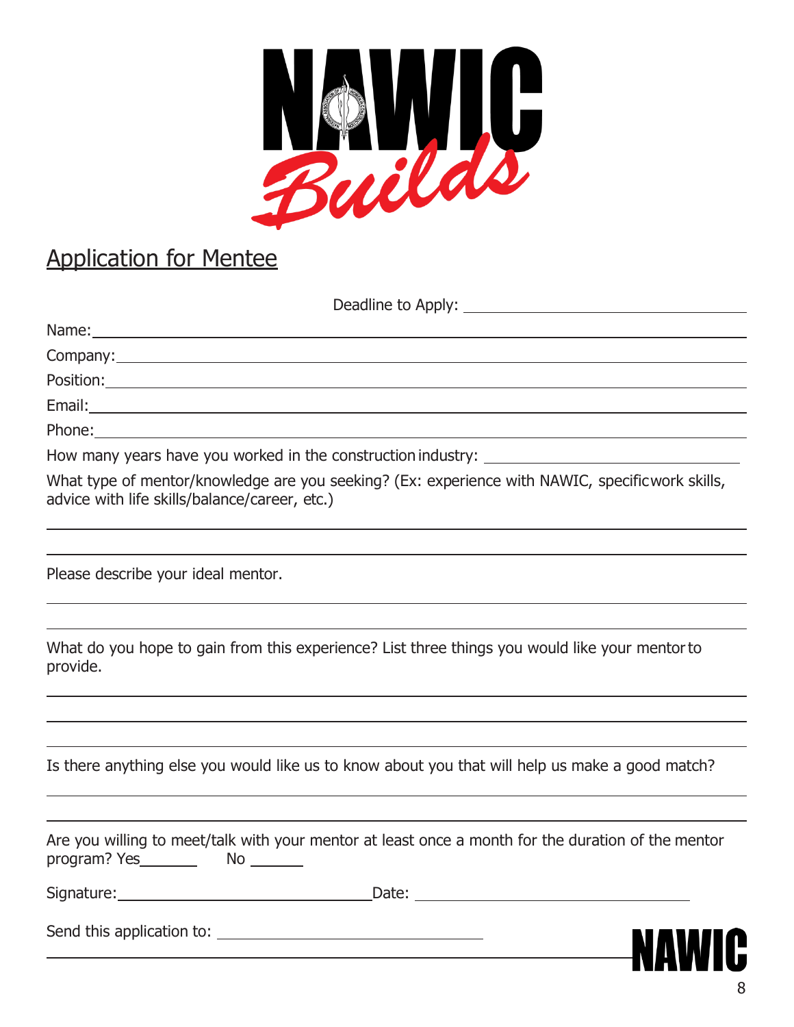## Application for Mentee

Deadline to Apply: ______________________________

Name: ______________________________

Company: ______________________________

Position: ______________________________

Email: ______________________________

Phone: ______________________________

How many years have you worked in the construction industry: ______________________________

What type of mentor/knowledge are you seeking? (Ex: experience with NAWIC, specific work skills, advice with life skills/balance/career, etc.)

______________________________

______________________________

Please describe your ideal mentor.

______________________________

______________________________

What do you hope to gain from this experience? List three things you would like your mentor to provide.

______________________________

______________________________

______________________________

Is there anything else you would like us to know about you that will help us make a good match?

______________________________

______________________________

Are you willing to meet/talk with your mentor at least once a month for the duration of the mentor program? Yes_______ No _______

Signature: ______________________________ Date: ______________________________

Send this application to: ______________________________

______________________________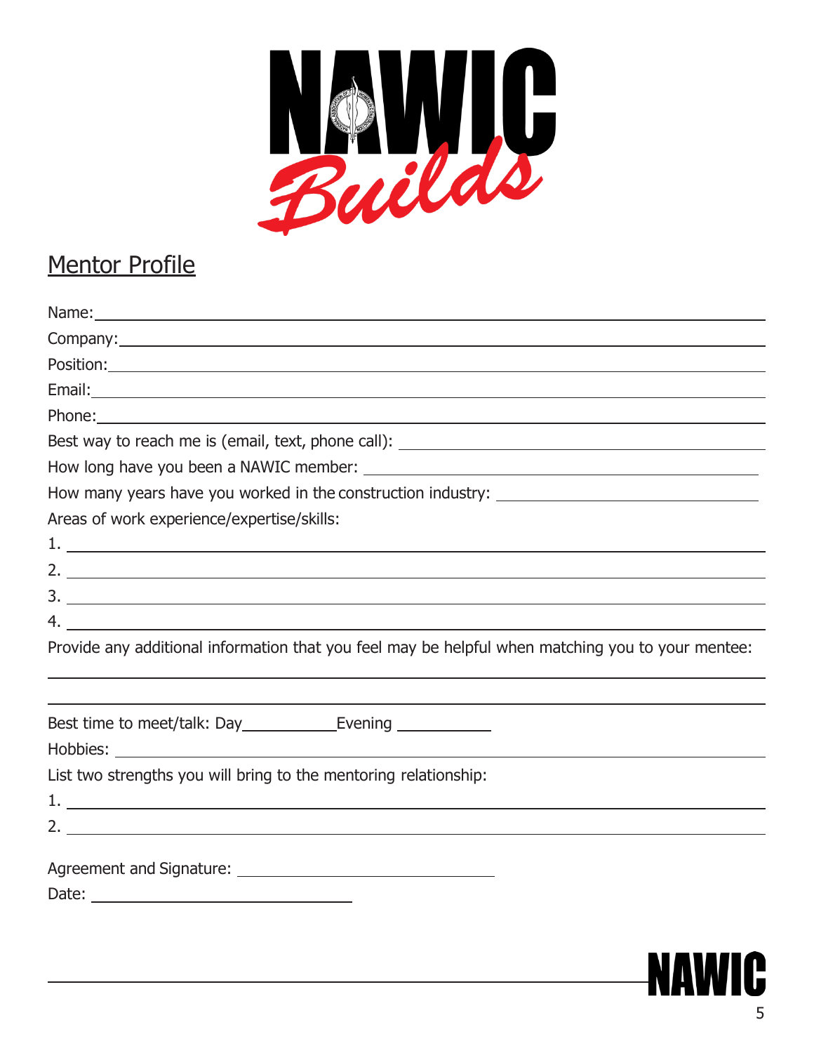NAWIC Builds

## Mentor Profile

Name: ______________________________________________

Company: ______________________________________________

Position: ______________________________________________

Email: ______________________________________________

Phone: ______________________________________________

Best way to reach me is (email, text, phone call): ______________________

How long have you been a NAWIC member: ______________________

How many years have you worked in the construction industry: ______________________

Areas of work experience/expertise/skills:

1. ______________________________________________
2. ______________________________________________
3. ______________________________________________
4. ______________________________________________

Provide any additional information that you feel may be helpful when matching you to your mentee:

______________________________________________

______________________________________________

Best time to meet/talk: Day__________ Evening __________

Hobbies: ______________________________________________

List two strengths you will bring to the mentoring relationship:

1. ______________________________________________
2. ______________________________________________

Agreement and Signature: ______________________

Date: ______________________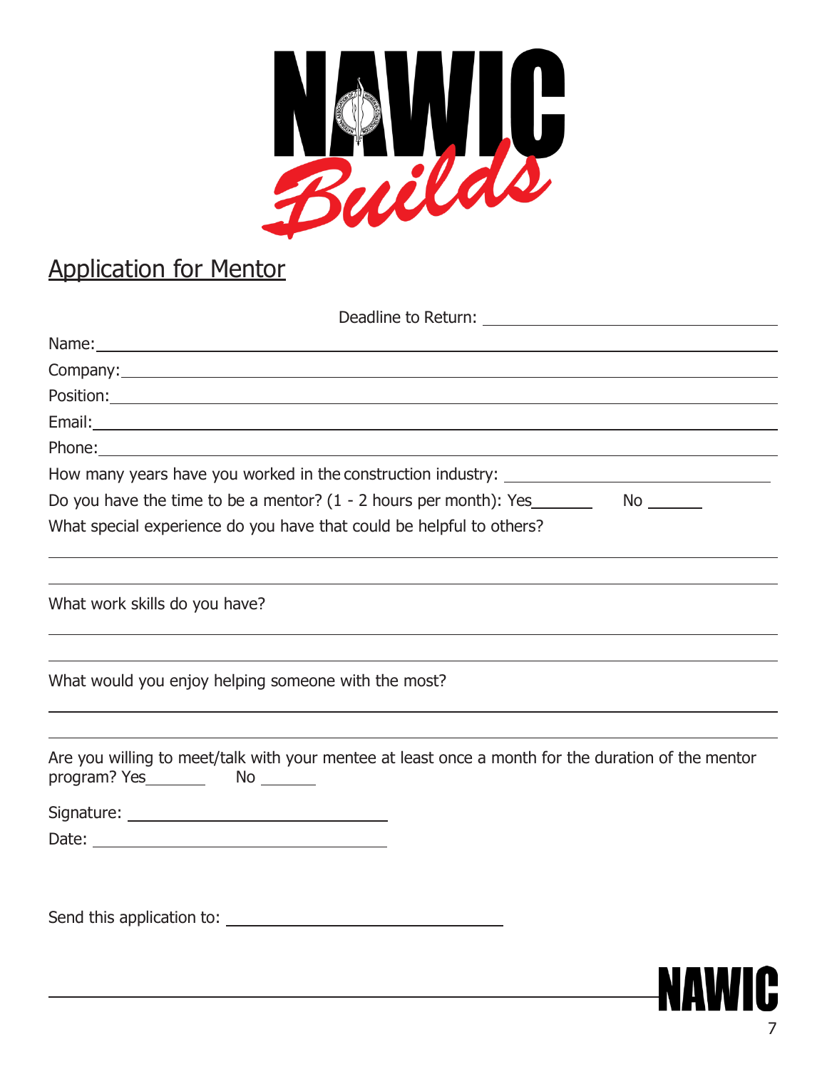## Application for Mentor

Deadline to Return: ______________________________

Name: ______________________________________________________________

Company: ______________________________________________________________

Position: ______________________________________________________________

Email: ______________________________________________________________

Phone: ______________________________________________________________

How many years have you worked in the construction industry: ______________________________

Do you have the time to be a mentor? (1 - 2 hours per month): Yes_______ No _______

What special experience do you have that could be helpful to others?

______________________________________________________________

______________________________________________________________

What work skills do you have?

______________________________________________________________

______________________________________________________________

What would you enjoy helping someone with the most?

______________________________________________________________

______________________________________________________________

Are you willing to meet/talk with your mentee at least once a month for the duration of the mentor program? Yes_______ No _______

Signature: ______________________________

Date: ______________________________

Send this application to: ______________________________